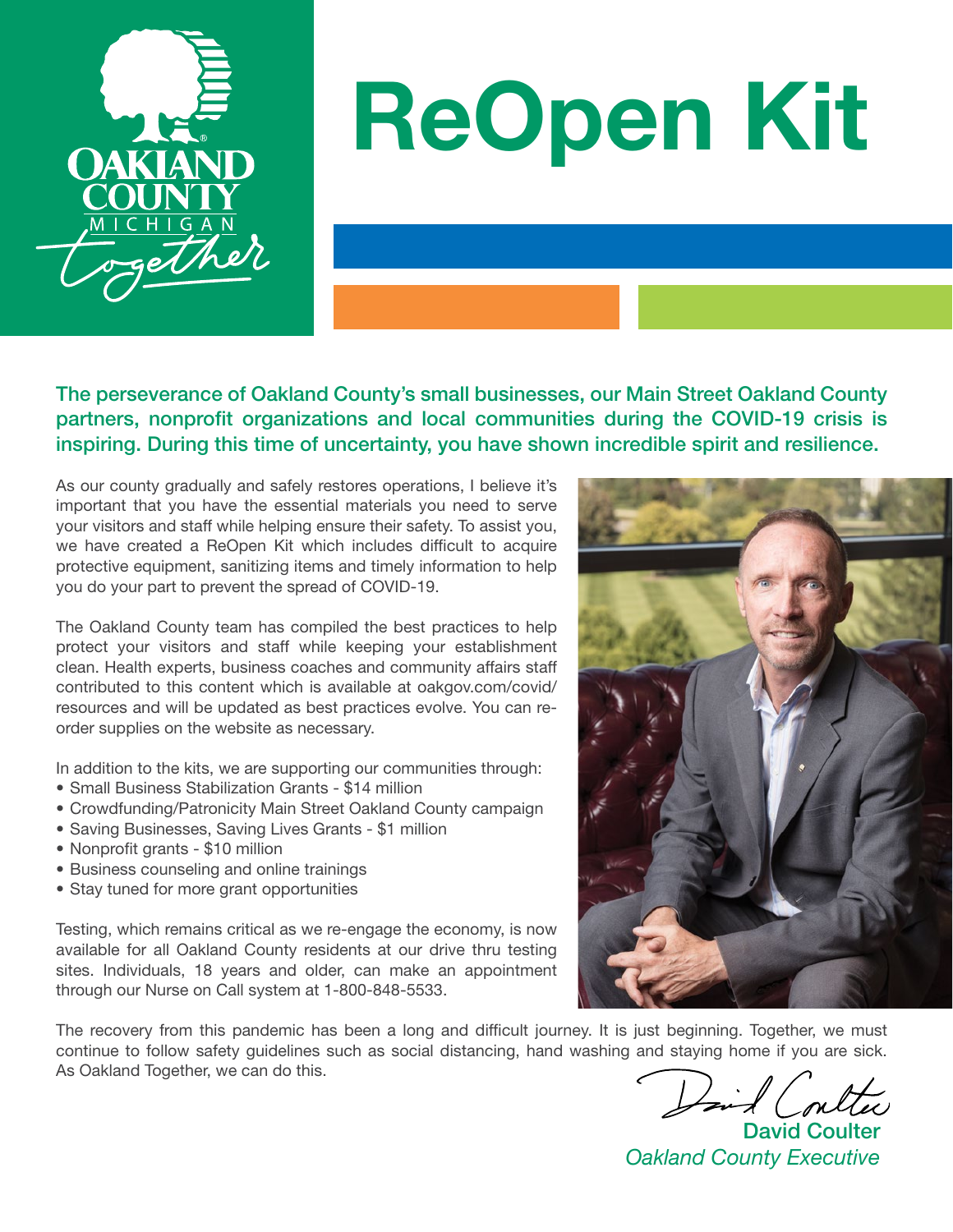# ReOpen Kit

**The perseverance of Oakland County's small businesses, our Main Street Oakland County partners, nonprofit organizations and local communities during the COVID-19 crisis is inspiring. During this time of uncertainty, you have shown incredible spirit and resilience.**

As our county gradually and safely restores operations, I believe it's important that you have the essential materials you need to serve your visitors and staff while helping ensure their safety. To assist you, we have created a ReOpen Kit which includes difficult to acquire protective equipment, sanitizing items and timely information to help you do your part to prevent the spread of COVID-19.

The Oakland County team has compiled the best practices to help protect your visitors and staff while keeping your establishment clean. Health experts, business coaches and community affairs staff contributed to this content which is available at oakgov.com/covid/resources and will be updated as best practices evolve. You can re-order supplies on the website as necessary.

In addition to the kits, we are supporting our communities through:

- Small Business Stabilization Grants - $14 million
- Crowdfunding/Patronicity Main Street Oakland County campaign
- Saving Businesses, Saving Lives Grants - $1 million
- Nonprofit grants - $10 million
- Business counseling and online trainings
- Stay tuned for more grant opportunities

Testing, which remains critical as we re-engage the economy, is now available for all Oakland County residents at our drive thru testing sites. Individuals, 18 years and older, can make an appointment through our Nurse on Call system at 1-800-848-5533.

The recovery from this pandemic has been a long and difficult journey. It is just beginning. Together, we must continue to follow safety guidelines such as social distancing, hand washing and staying home if you are sick. As Oakland Together, we can do this.

**David Coulter**
*Oakland County Executive*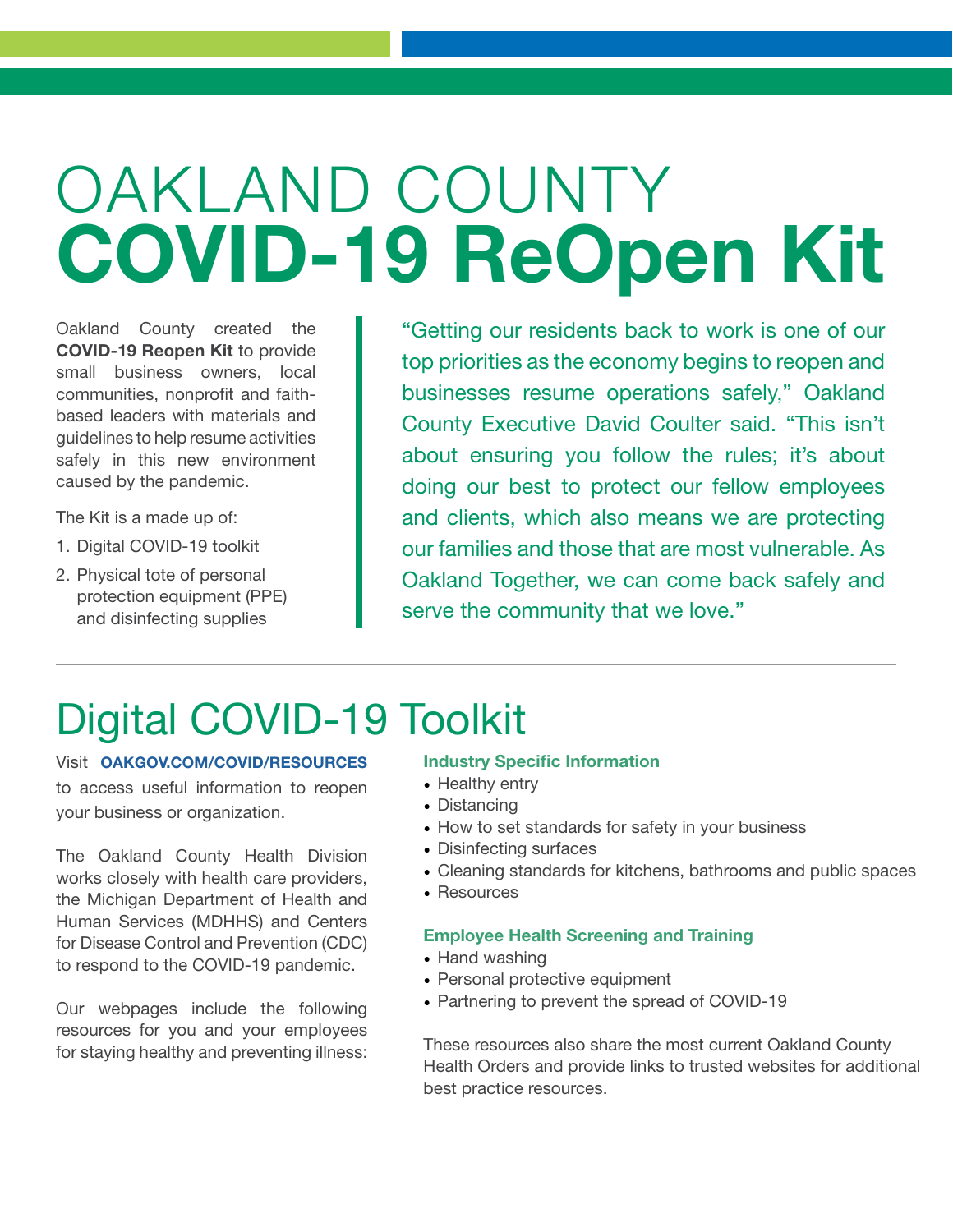# OAKLAND COUNTY
# **COVID-19 ReOpen Kit**

Oakland County created the **COVID-19 Reopen Kit** to provide small business owners, local communities, nonprofit and faith-based leaders with materials and guidelines to help resume activities safely in this new environment caused by the pandemic.

The Kit is a made up of:

1. Digital COVID-19 toolkit
2. Physical tote of personal protection equipment (PPE) and disinfecting supplies

> "Getting our residents back to work is one of our top priorities as the economy begins to reopen and businesses resume operations safely," Oakland County Executive David Coulter said. "This isn't about ensuring you follow the rules; it's about doing our best to protect our fellow employees and clients, which also means we are protecting our families and those that are most vulnerable. As Oakland Together, we can come back safely and serve the community that we love."

## Digital COVID-19 Toolkit

Visit **OAKGOV.COM/COVID/RESOURCES** to access useful information to reopen your business or organization.

The Oakland County Health Division works closely with health care providers, the Michigan Department of Health and Human Services (MDHHS) and Centers for Disease Control and Prevention (CDC) to respond to the COVID-19 pandemic.

Our webpages include the following resources for you and your employees for staying healthy and preventing illness:

**Industry Specific Information**

- Healthy entry
- Distancing
- How to set standards for safety in your business
- Disinfecting surfaces
- Cleaning standards for kitchens, bathrooms and public spaces
- Resources

**Employee Health Screening and Training**

- Hand washing
- Personal protective equipment
- Partnering to prevent the spread of COVID-19

These resources also share the most current Oakland County Health Orders and provide links to trusted websites for additional best practice resources.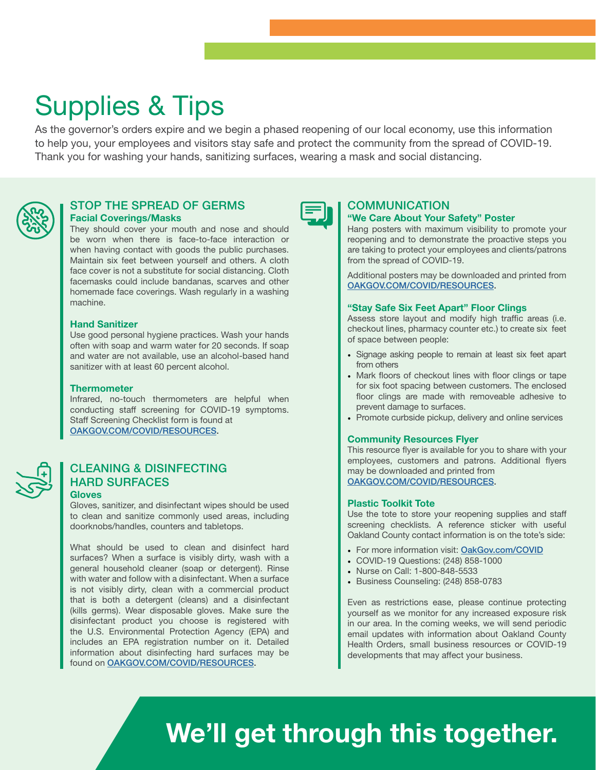# Supplies & Tips

As the governor's orders expire and we begin a phased reopening of our local economy, use this information to help you, your employees and visitors stay safe and protect the community from the spread of COVID-19. Thank you for washing your hands, sanitizing surfaces, wearing a mask and social distancing.

## STOP THE SPREAD OF GERMS

### Facial Coverings/Masks

They should cover your mouth and nose and should be worn when there is face-to-face interaction or when having contact with goods the public purchases. Maintain six feet between yourself and others. A cloth face cover is not a substitute for social distancing. Cloth facemasks could include bandanas, scarves and other homemade face coverings. Wash regularly in a washing machine.

### Hand Sanitizer

Use good personal hygiene practices. Wash your hands often with soap and warm water for 20 seconds. If soap and water are not available, use an alcohol-based hand sanitizer with at least 60 percent alcohol.

### Thermometer

Infrared, no-touch thermometers are helpful when conducting staff screening for COVID-19 symptoms. Staff Screening Checklist form is found at OAKGOV.COM/COVID/RESOURCES.

## CLEANING & DISINFECTING HARD SURFACES

### Gloves

Gloves, sanitizer, and disinfectant wipes should be used to clean and sanitize commonly used areas, including doorknobs/handles, counters and tabletops.

What should be used to clean and disinfect hard surfaces? When a surface is visibly dirty, wash with a general household cleaner (soap or detergent). Rinse with water and follow with a disinfectant. When a surface is not visibly dirty, clean with a commercial product that is both a detergent (cleans) and a disinfectant (kills germs). Wear disposable gloves. Make sure the disinfectant product you choose is registered with the U.S. Environmental Protection Agency (EPA) and includes an EPA registration number on it. Detailed information about disinfecting hard surfaces may be found on OAKGOV.COM/COVID/RESOURCES.

## COMMUNICATION

### "We Care About Your Safety" Poster

Hang posters with maximum visibility to promote your reopening and to demonstrate the proactive steps you are taking to protect your employees and clients/patrons from the spread of COVID-19.

Additional posters may be downloaded and printed from OAKGOV.COM/COVID/RESOURCES.

### "Stay Safe Six Feet Apart" Floor Clings

Assess store layout and modify high traffic areas (i.e. checkout lines, pharmacy counter etc.) to create six feet of space between people:

- Signage asking people to remain at least six feet apart from others
- Mark floors of checkout lines with floor clings or tape for six foot spacing between customers. The enclosed floor clings are made with removeable adhesive to prevent damage to surfaces.
- Promote curbside pickup, delivery and online services

### Community Resources Flyer

This resource flyer is available for you to share with your employees, customers and patrons. Additional flyers may be downloaded and printed from OAKGOV.COM/COVID/RESOURCES.

### Plastic Toolkit Tote

Use the tote to store your reopening supplies and staff screening checklists. A reference sticker with useful Oakland County contact information is on the tote's side:

- For more information visit: OakGov.com/COVID
- COVID-19 Questions: (248) 858-1000
- Nurse on Call: 1-800-848-5533
- Business Counseling: (248) 858-0783

Even as restrictions ease, please continue protecting yourself as we monitor for any increased exposure risk in our area. In the coming weeks, we will send periodic email updates with information about Oakland County Health Orders, small business resources or COVID-19 developments that may affect your business.

**We'll get through this together.**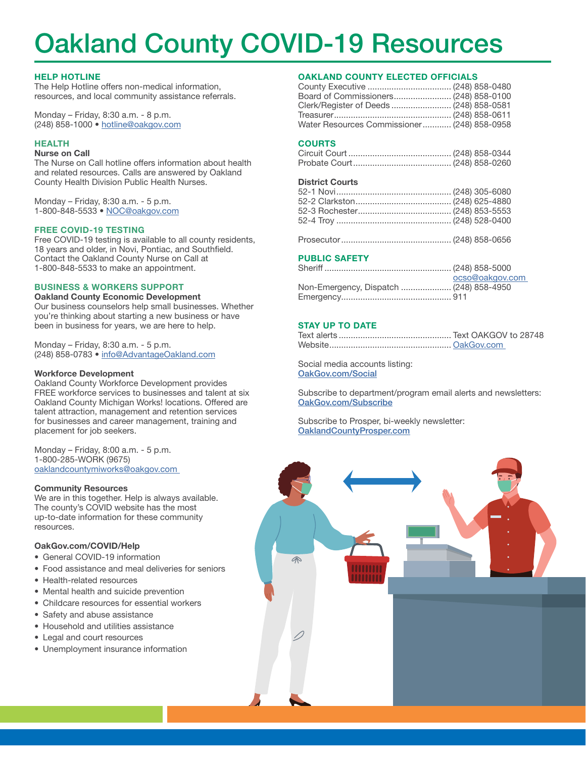# Oakland County COVID-19 Resources

## HELP HOTLINE

The Help Hotline offers non-medical information, resources, and local community assistance referrals.

Monday – Friday, 8:30 a.m. - 8 p.m.
(248) 858-1000 • hotline@oakgov.com

## HEALTH

**Nurse on Call**

The Nurse on Call hotline offers information about health and related resources. Calls are answered by Oakland County Health Division Public Health Nurses.

Monday – Friday, 8:30 a.m. - 5 p.m.
1-800-848-5533 • NOC@oakgov.com

## FREE COVID-19 TESTING

Free COVID-19 testing is available to all county residents, 18 years and older, in Novi, Pontiac, and Southfield. Contact the Oakland County Nurse on Call at 1-800-848-5533 to make an appointment.

## BUSINESS & WORKERS SUPPORT

**Oakland County Economic Development**

Our business counselors help small businesses. Whether you're thinking about starting a new business or have been in business for years, we are here to help.

Monday – Friday, 8:30 a.m. - 5 p.m.
(248) 858-0783 • info@AdvantageOakland.com

**Workforce Development**

Oakland County Workforce Development provides FREE workforce services to businesses and talent at six Oakland County Michigan Works! locations. Offered are talent attraction, management and retention services for businesses and career management, training and placement for job seekers.

Monday – Friday, 8:00 a.m. - 5 p.m.
1-800-285-WORK (9675)
oaklandcountymiworks@oakgov.com

**Community Resources**

We are in this together. Help is always available. The county's COVID website has the most up-to-date information for these community resources.

**OakGov.com/COVID/Help**

- General COVID-19 information
- Food assistance and meal deliveries for seniors
- Health-related resources
- Mental health and suicide prevention
- Childcare resources for essential workers
- Safety and abuse assistance
- Household and utilities assistance
- Legal and court resources
- Unemployment insurance information

## OAKLAND COUNTY ELECTED OFFICIALS

County Executive .................................. (248) 858-0480
Board of Commissioners........................ (248) 858-0100
Clerk/Register of Deeds ......................... (248) 858-0581
Treasurer................................................ (248) 858-0611
Water Resources Commissioner............ (248) 858-0958

## COURTS

Circuit Court .......................................... (248) 858-0344
Probate Court......................................... (248) 858-0260

**District Courts**

52-1 Novi............................................... (248) 305-6080
52-2 Clarkston........................................ (248) 625-4880
52-3 Rochester....................................... (248) 853-5553
52-4 Troy ............................................... (248) 528-0400

Prosecutor............................................. (248) 858-0656

## PUBLIC SAFETY

Sheriff .................................................... (248) 858-5000
ocso@oakgov.com
Non-Emergency, Dispatch ..................... (248) 858-4950
Emergency............................................. 911

## STAY UP TO DATE

Text alerts .............................................. Text OAKGOV to 28748
Website.................................................. OakGov.com

Social media accounts listing:
OakGov.com/Social

Subscribe to department/program email alerts and newsletters:
OakGov.com/Subscribe

Subscribe to Prosper, bi-weekly newsletter:
OaklandCountyProsper.com